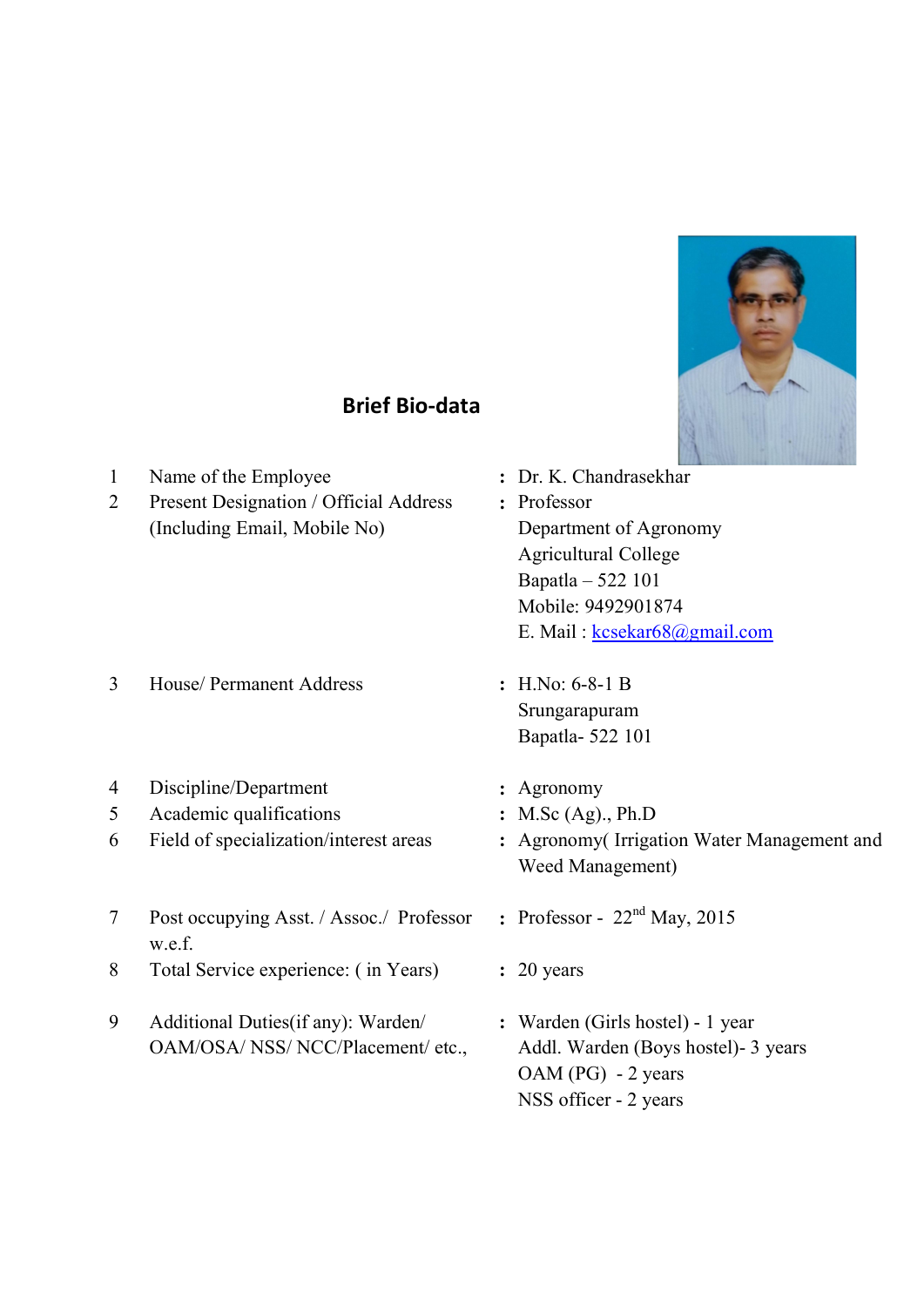## Brief Bio-data

| | | | |
|---|---|---|---|
| 1 | Name of the Employee | : | Dr. K. Chandrasekhar |
| 2 | Present Designation / Official Address (Including Email, Mobile No) | : | Professor<br>Department of Agronomy<br>Agricultural College<br>Bapatla – 522 101<br>Mobile: 9492901874<br>E. Mail : kcsekar68@gmail.com |
| 3 | House/ Permanent Address | : | H.No: 6-8-1 B<br>Srungarapuram<br>Bapatla- 522 101 |
| 4 | Discipline/Department | : | Agronomy |
| 5 | Academic qualifications | : | M.Sc (Ag)., Ph.D |
| 6 | Field of specialization/interest areas | : | Agronomy( Irrigation Water Management and Weed Management) |
| 7 | Post occupying Asst. / Assoc./ Professor w.e.f. | : | Professor - 22nd May, 2015 |
| 8 | Total Service experience: ( in Years) | : | 20 years |
| 9 | Additional Duties(if any): Warden/ OAM/OSA/ NSS/ NCC/Placement/ etc., | : | Warden (Girls hostel) - 1 year<br>Addl. Warden (Boys hostel)- 3 years<br>OAM (PG) - 2 years<br>NSS officer - 2 years |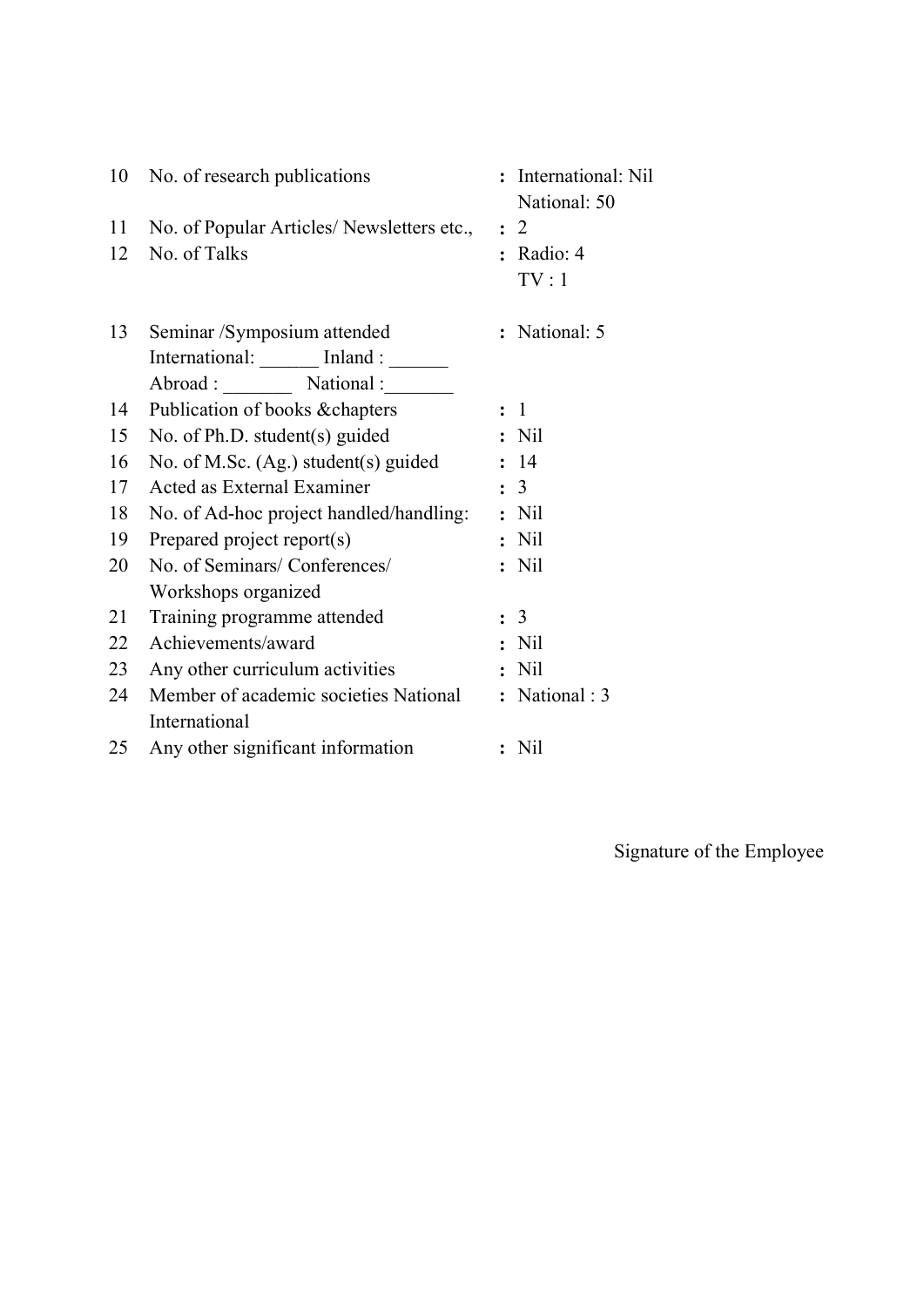| | | | |
|---|---|---|---|
| 10 | No. of research publications | : | International: Nil<br>National: 50 |
| 11 | No. of Popular Articles/ Newsletters etc., | : | 2 |
| 12 | No. of Talks | : | Radio: 4<br>TV : 1 |
| 13 | Seminar /Symposium attended<br>International: ______ Inland : ______<br>Abroad : _______ National :_______ | : | National: 5 |
| 14 | Publication of books &chapters | : | 1 |
| 15 | No. of Ph.D. student(s) guided | : | Nil |
| 16 | No. of M.Sc. (Ag.) student(s) guided | : | 14 |
| 17 | Acted as External Examiner | : | 3 |
| 18 | No. of Ad-hoc project handled/handling: | : | Nil |
| 19 | Prepared project report(s) | : | Nil |
| 20 | No. of Seminars/ Conferences/ Workshops organized | : | Nil |
| 21 | Training programme attended | : | 3 |
| 22 | Achievements/award | : | Nil |
| 23 | Any other curriculum activities | : | Nil |
| 24 | Member of academic societies National International | : | National : 3 |
| 25 | Any other significant information | : | Nil |

Signature of the Employee